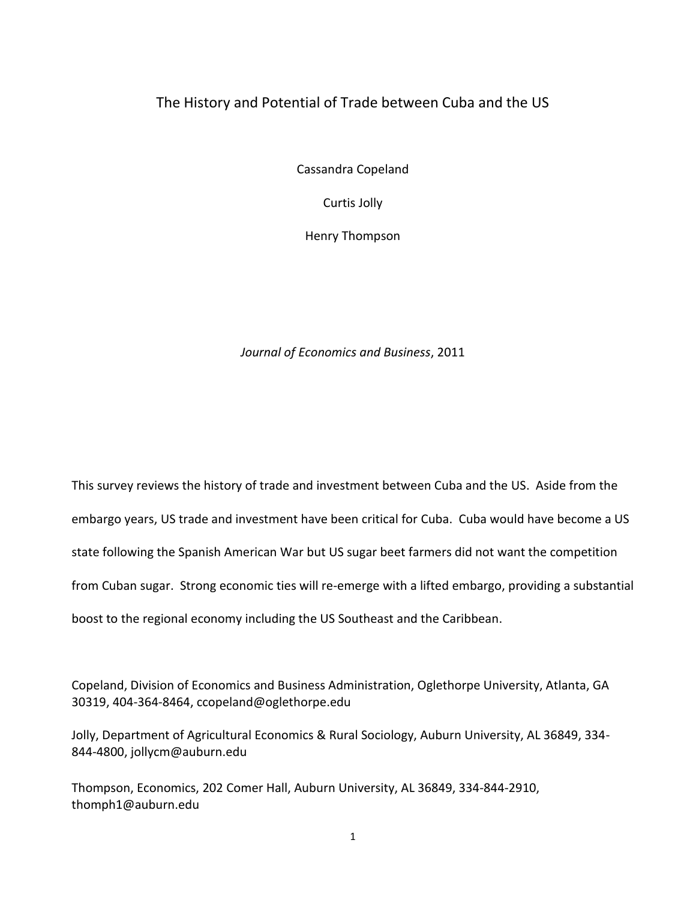# The History and Potential of Trade between Cuba and the US

Cassandra Copeland

Curtis Jolly

Henry Thompson

*Journal of Economics and Business*, 2011

This survey reviews the history of trade and investment between Cuba and the US. Aside from the embargo years, US trade and investment have been critical for Cuba. Cuba would have become a US state following the Spanish American War but US sugar beet farmers did not want the competition from Cuban sugar. Strong economic ties will re-emerge with a lifted embargo, providing a substantial boost to the regional economy including the US Southeast and the Caribbean.

Copeland, Division of Economics and Business Administration, Oglethorpe University, Atlanta, GA 30319, 404-364-8464, ccopeland@oglethorpe.edu

Jolly, Department of Agricultural Economics & Rural Sociology, Auburn University, AL 36849, 334-844-4800, jollycm@auburn.edu

Thompson, Economics, 202 Comer Hall, Auburn University, AL 36849, 334-844-2910, thomph1@auburn.edu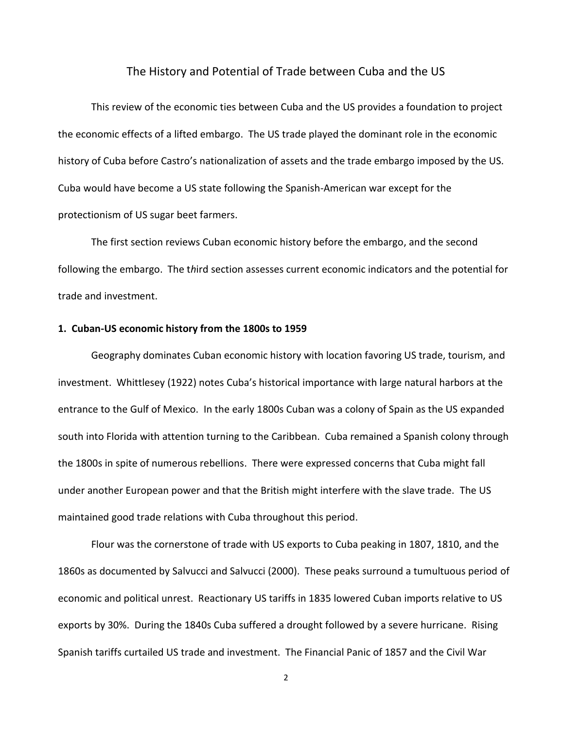# The History and Potential of Trade between Cuba and the US

This review of the economic ties between Cuba and the US provides a foundation to project the economic effects of a lifted embargo. The US trade played the dominant role in the economic history of Cuba before Castro's nationalization of assets and the trade embargo imposed by the US. Cuba would have become a US state following the Spanish-American war except for the protectionism of US sugar beet farmers.

The first section reviews Cuban economic history before the embargo, and the second following the embargo. The third section assesses current economic indicators and the potential for trade and investment.

**1. Cuban-US economic history from the 1800s to 1959**

Geography dominates Cuban economic history with location favoring US trade, tourism, and investment. Whittlesey (1922) notes Cuba's historical importance with large natural harbors at the entrance to the Gulf of Mexico. In the early 1800s Cuban was a colony of Spain as the US expanded south into Florida with attention turning to the Caribbean. Cuba remained a Spanish colony through the 1800s in spite of numerous rebellions. There were expressed concerns that Cuba might fall under another European power and that the British might interfere with the slave trade. The US maintained good trade relations with Cuba throughout this period.

Flour was the cornerstone of trade with US exports to Cuba peaking in 1807, 1810, and the 1860s as documented by Salvucci and Salvucci (2000). These peaks surround a tumultuous period of economic and political unrest. Reactionary US tariffs in 1835 lowered Cuban imports relative to US exports by 30%. During the 1840s Cuba suffered a drought followed by a severe hurricane. Rising Spanish tariffs curtailed US trade and investment. The Financial Panic of 1857 and the Civil War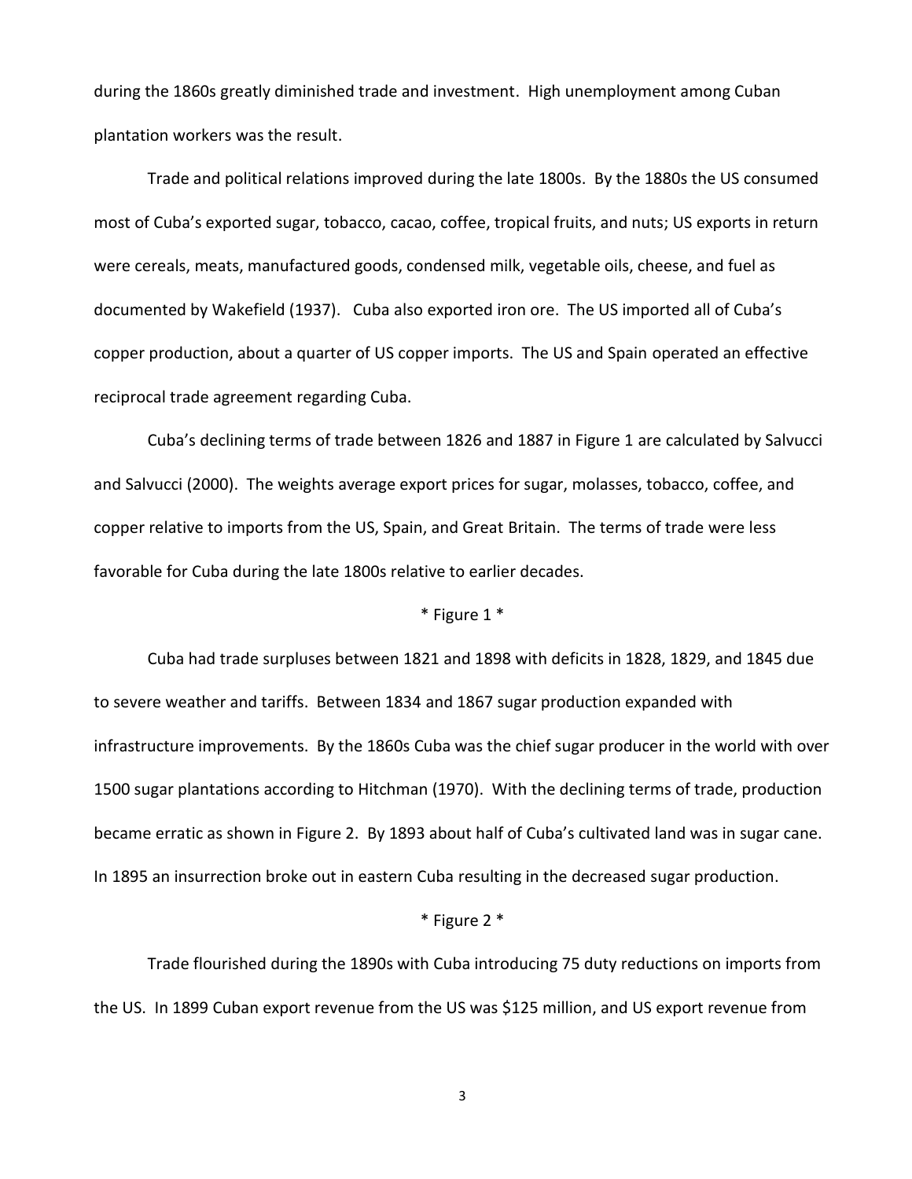during the 1860s greatly diminished trade and investment. High unemployment among Cuban plantation workers was the result.

Trade and political relations improved during the late 1800s. By the 1880s the US consumed most of Cuba's exported sugar, tobacco, cacao, coffee, tropical fruits, and nuts; US exports in return were cereals, meats, manufactured goods, condensed milk, vegetable oils, cheese, and fuel as documented by Wakefield (1937). Cuba also exported iron ore. The US imported all of Cuba's copper production, about a quarter of US copper imports. The US and Spain operated an effective reciprocal trade agreement regarding Cuba.

Cuba's declining terms of trade between 1826 and 1887 in Figure 1 are calculated by Salvucci and Salvucci (2000). The weights average export prices for sugar, molasses, tobacco, coffee, and copper relative to imports from the US, Spain, and Great Britain. The terms of trade were less favorable for Cuba during the late 1800s relative to earlier decades.

\* Figure 1 \*

Cuba had trade surpluses between 1821 and 1898 with deficits in 1828, 1829, and 1845 due to severe weather and tariffs. Between 1834 and 1867 sugar production expanded with infrastructure improvements. By the 1860s Cuba was the chief sugar producer in the world with over 1500 sugar plantations according to Hitchman (1970). With the declining terms of trade, production became erratic as shown in Figure 2. By 1893 about half of Cuba's cultivated land was in sugar cane. In 1895 an insurrection broke out in eastern Cuba resulting in the decreased sugar production.

\* Figure 2 \*

Trade flourished during the 1890s with Cuba introducing 75 duty reductions on imports from the US. In 1899 Cuban export revenue from the US was $125 million, and US export revenue from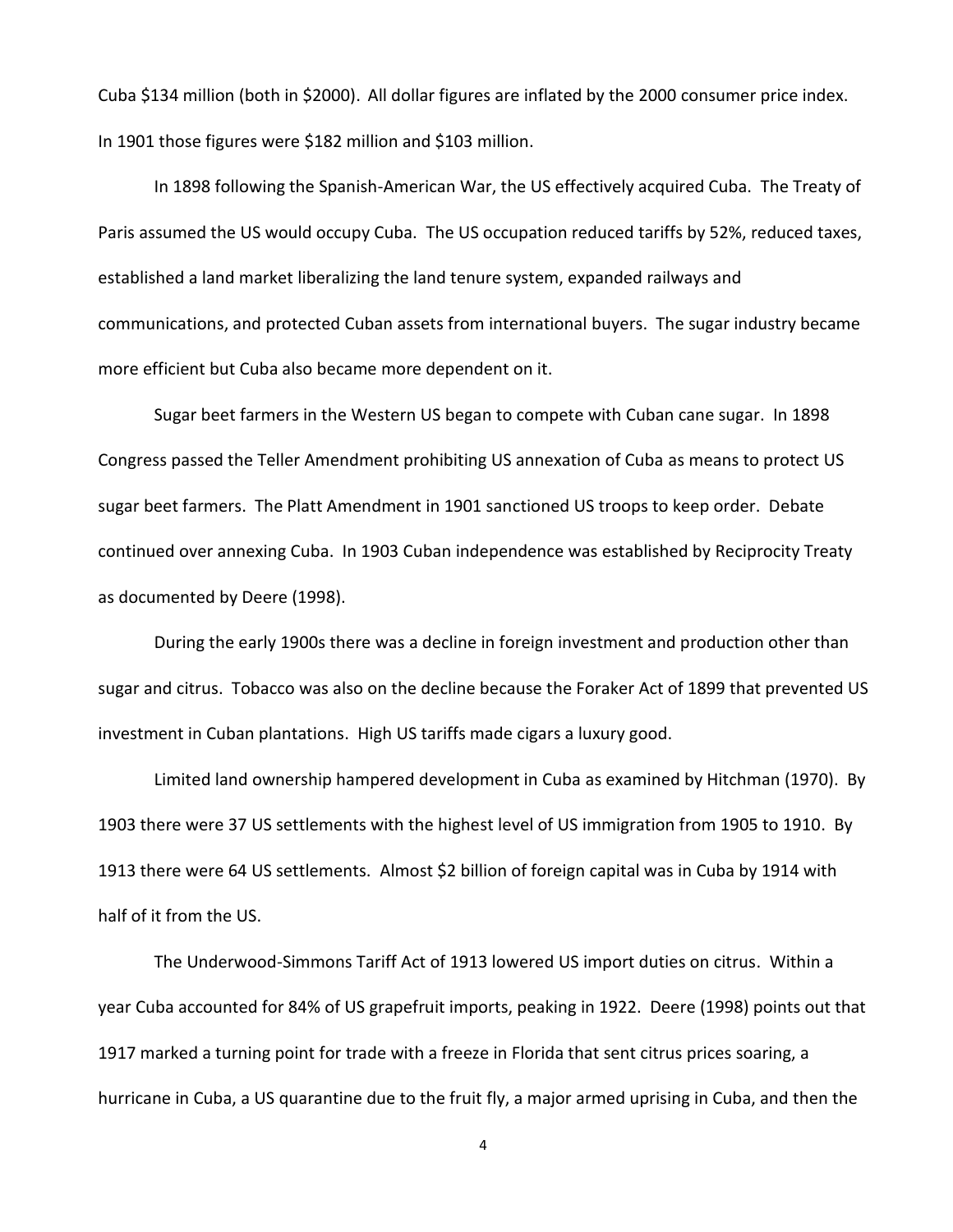Cuba $134 million (both in $2000). All dollar figures are inflated by the 2000 consumer price index. In 1901 those figures were $182 million and $103 million.

In 1898 following the Spanish-American War, the US effectively acquired Cuba. The Treaty of Paris assumed the US would occupy Cuba. The US occupation reduced tariffs by 52%, reduced taxes, established a land market liberalizing the land tenure system, expanded railways and communications, and protected Cuban assets from international buyers. The sugar industry became more efficient but Cuba also became more dependent on it.

Sugar beet farmers in the Western US began to compete with Cuban cane sugar. In 1898 Congress passed the Teller Amendment prohibiting US annexation of Cuba as means to protect US sugar beet farmers. The Platt Amendment in 1901 sanctioned US troops to keep order. Debate continued over annexing Cuba. In 1903 Cuban independence was established by Reciprocity Treaty as documented by Deere (1998).

During the early 1900s there was a decline in foreign investment and production other than sugar and citrus. Tobacco was also on the decline because the Foraker Act of 1899 that prevented US investment in Cuban plantations. High US tariffs made cigars a luxury good.

Limited land ownership hampered development in Cuba as examined by Hitchman (1970). By 1903 there were 37 US settlements with the highest level of US immigration from 1905 to 1910. By 1913 there were 64 US settlements. Almost $2 billion of foreign capital was in Cuba by 1914 with half of it from the US.

The Underwood-Simmons Tariff Act of 1913 lowered US import duties on citrus. Within a year Cuba accounted for 84% of US grapefruit imports, peaking in 1922. Deere (1998) points out that 1917 marked a turning point for trade with a freeze in Florida that sent citrus prices soaring, a hurricane in Cuba, a US quarantine due to the fruit fly, a major armed uprising in Cuba, and then the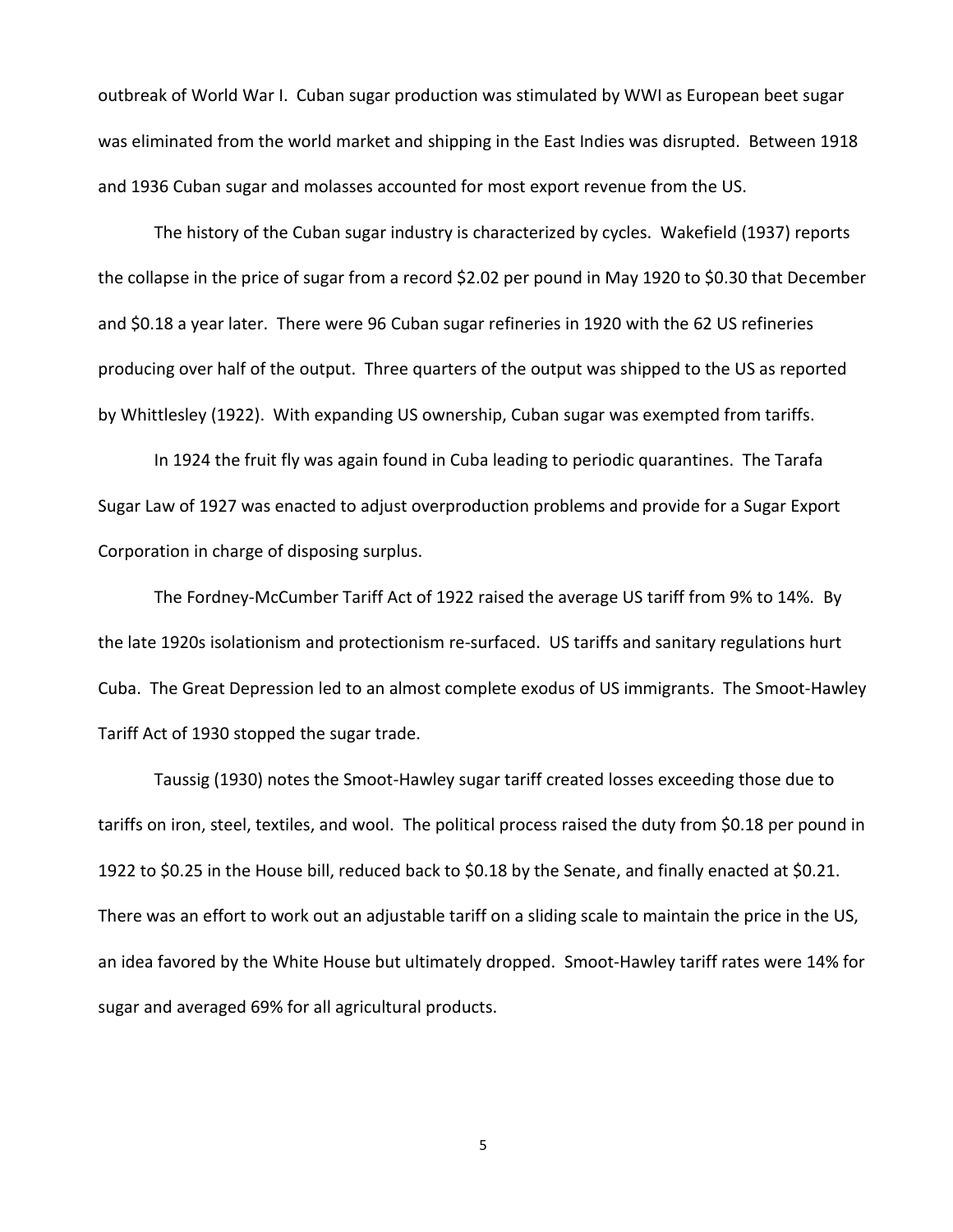outbreak of World War I. Cuban sugar production was stimulated by WWI as European beet sugar was eliminated from the world market and shipping in the East Indies was disrupted. Between 1918 and 1936 Cuban sugar and molasses accounted for most export revenue from the US.

The history of the Cuban sugar industry is characterized by cycles. Wakefield (1937) reports the collapse in the price of sugar from a record $2.02 per pound in May 1920 to $0.30 that December and $0.18 a year later. There were 96 Cuban sugar refineries in 1920 with the 62 US refineries producing over half of the output. Three quarters of the output was shipped to the US as reported by Whittlesley (1922). With expanding US ownership, Cuban sugar was exempted from tariffs.

In 1924 the fruit fly was again found in Cuba leading to periodic quarantines. The Tarafa Sugar Law of 1927 was enacted to adjust overproduction problems and provide for a Sugar Export Corporation in charge of disposing surplus.

The Fordney-McCumber Tariff Act of 1922 raised the average US tariff from 9% to 14%. By the late 1920s isolationism and protectionism re-surfaced. US tariffs and sanitary regulations hurt Cuba. The Great Depression led to an almost complete exodus of US immigrants. The Smoot-Hawley Tariff Act of 1930 stopped the sugar trade.

Taussig (1930) notes the Smoot-Hawley sugar tariff created losses exceeding those due to tariffs on iron, steel, textiles, and wool. The political process raised the duty from $0.18 per pound in 1922 to $0.25 in the House bill, reduced back to $0.18 by the Senate, and finally enacted at $0.21. There was an effort to work out an adjustable tariff on a sliding scale to maintain the price in the US, an idea favored by the White House but ultimately dropped. Smoot-Hawley tariff rates were 14% for sugar and averaged 69% for all agricultural products.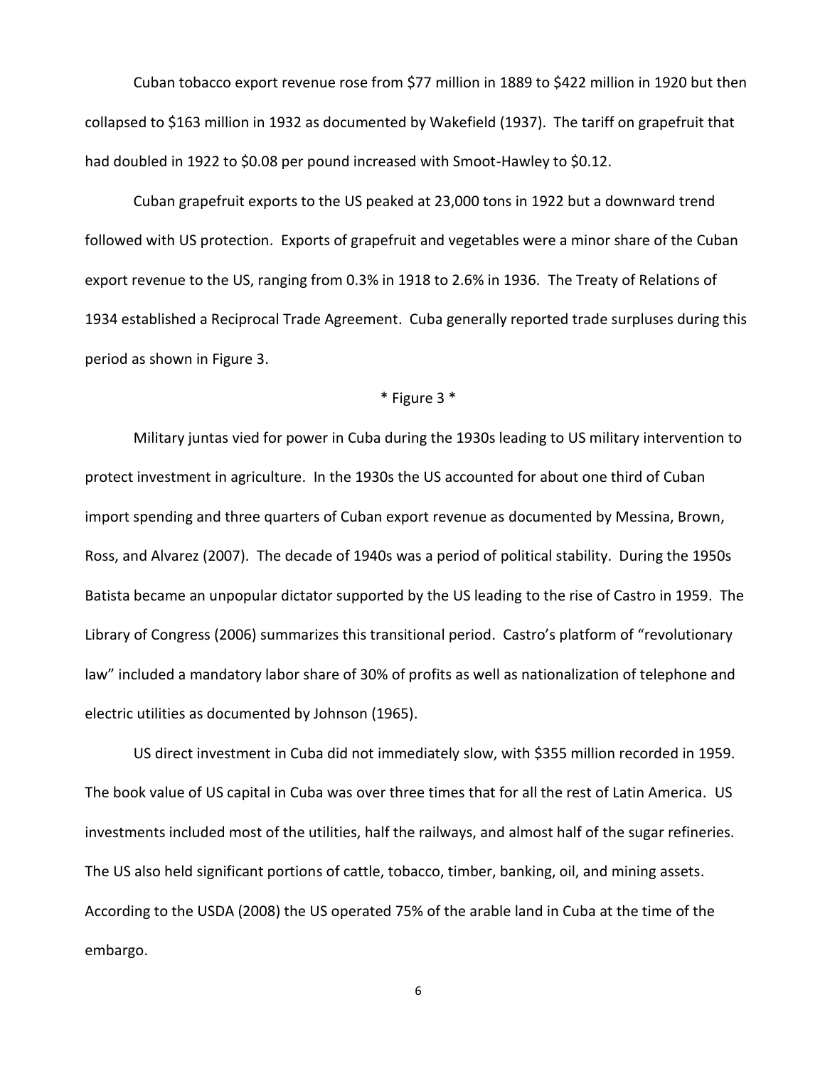Cuban tobacco export revenue rose from $77 million in 1889 to $422 million in 1920 but then collapsed to $163 million in 1932 as documented by Wakefield (1937). The tariff on grapefruit that had doubled in 1922 to $0.08 per pound increased with Smoot-Hawley to $0.12.

Cuban grapefruit exports to the US peaked at 23,000 tons in 1922 but a downward trend followed with US protection. Exports of grapefruit and vegetables were a minor share of the Cuban export revenue to the US, ranging from 0.3% in 1918 to 2.6% in 1936. The Treaty of Relations of 1934 established a Reciprocal Trade Agreement. Cuba generally reported trade surpluses during this period as shown in Figure 3.

\* Figure 3 \*

Military juntas vied for power in Cuba during the 1930s leading to US military intervention to protect investment in agriculture. In the 1930s the US accounted for about one third of Cuban import spending and three quarters of Cuban export revenue as documented by Messina, Brown, Ross, and Alvarez (2007). The decade of 1940s was a period of political stability. During the 1950s Batista became an unpopular dictator supported by the US leading to the rise of Castro in 1959. The Library of Congress (2006) summarizes this transitional period. Castro's platform of "revolutionary law" included a mandatory labor share of 30% of profits as well as nationalization of telephone and electric utilities as documented by Johnson (1965).

US direct investment in Cuba did not immediately slow, with $355 million recorded in 1959. The book value of US capital in Cuba was over three times that for all the rest of Latin America. US investments included most of the utilities, half the railways, and almost half of the sugar refineries. The US also held significant portions of cattle, tobacco, timber, banking, oil, and mining assets. According to the USDA (2008) the US operated 75% of the arable land in Cuba at the time of the embargo.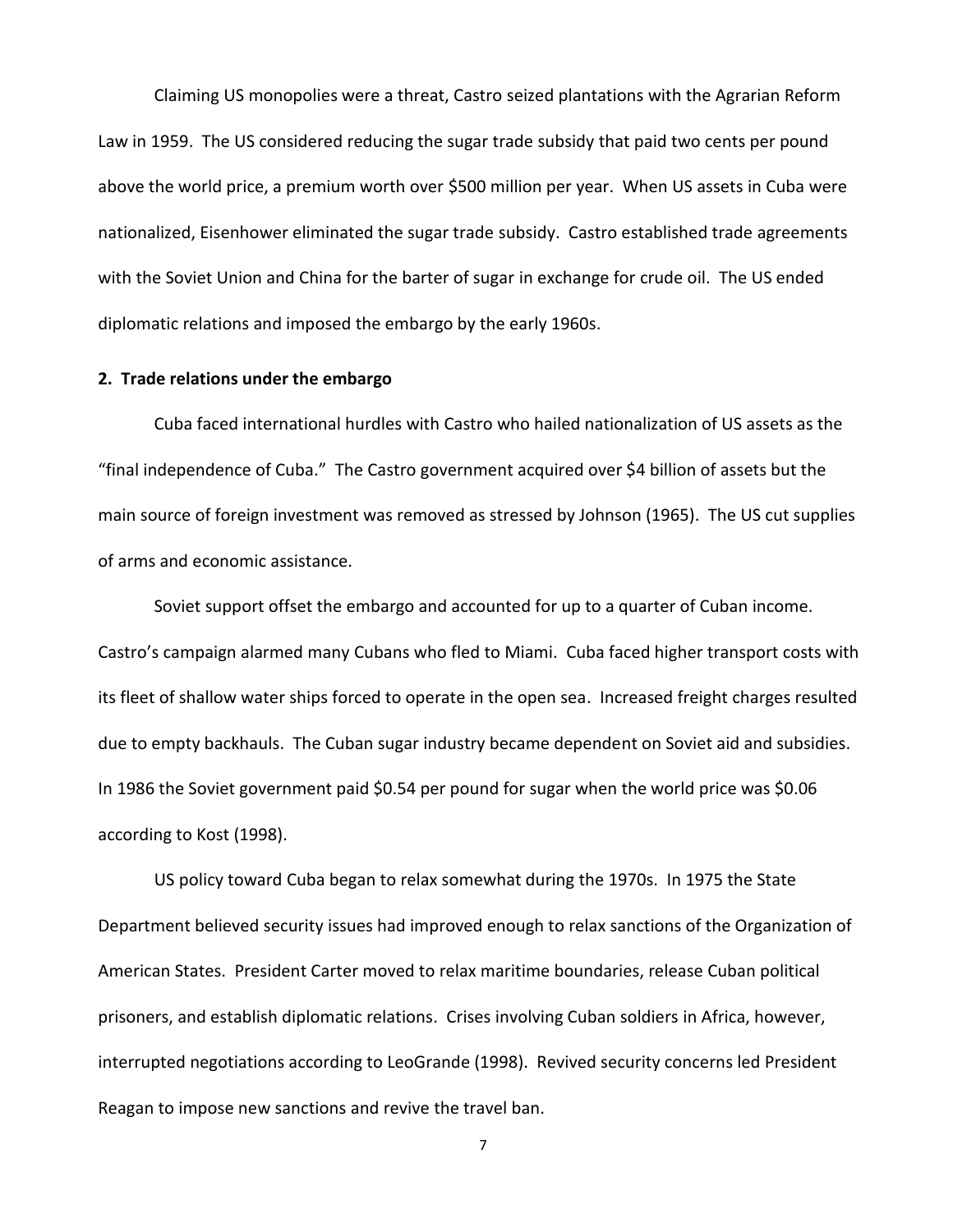Claiming US monopolies were a threat, Castro seized plantations with the Agrarian Reform Law in 1959. The US considered reducing the sugar trade subsidy that paid two cents per pound above the world price, a premium worth over $500 million per year. When US assets in Cuba were nationalized, Eisenhower eliminated the sugar trade subsidy. Castro established trade agreements with the Soviet Union and China for the barter of sugar in exchange for crude oil. The US ended diplomatic relations and imposed the embargo by the early 1960s.

## 2. Trade relations under the embargo

Cuba faced international hurdles with Castro who hailed nationalization of US assets as the "final independence of Cuba." The Castro government acquired over $4 billion of assets but the main source of foreign investment was removed as stressed by Johnson (1965). The US cut supplies of arms and economic assistance.

Soviet support offset the embargo and accounted for up to a quarter of Cuban income. Castro's campaign alarmed many Cubans who fled to Miami. Cuba faced higher transport costs with its fleet of shallow water ships forced to operate in the open sea. Increased freight charges resulted due to empty backhauls. The Cuban sugar industry became dependent on Soviet aid and subsidies. In 1986 the Soviet government paid $0.54 per pound for sugar when the world price was $0.06 according to Kost (1998).

US policy toward Cuba began to relax somewhat during the 1970s. In 1975 the State Department believed security issues had improved enough to relax sanctions of the Organization of American States. President Carter moved to relax maritime boundaries, release Cuban political prisoners, and establish diplomatic relations. Crises involving Cuban soldiers in Africa, however, interrupted negotiations according to LeoGrande (1998). Revived security concerns led President Reagan to impose new sanctions and revive the travel ban.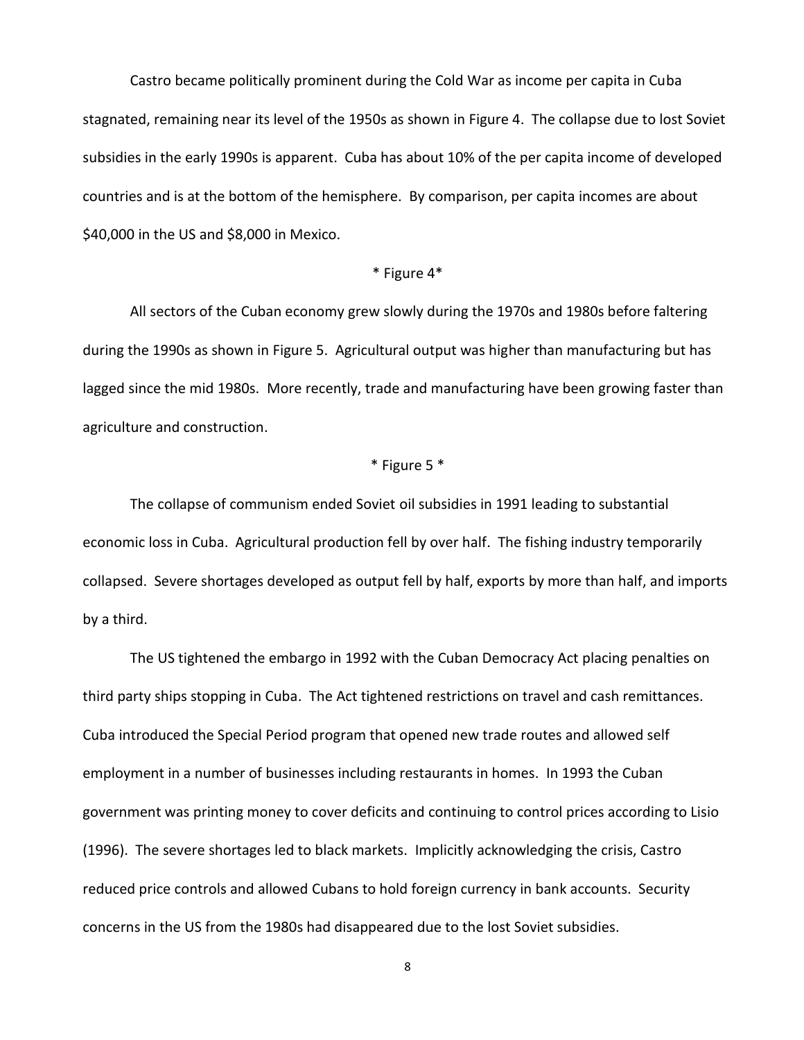Castro became politically prominent during the Cold War as income per capita in Cuba stagnated, remaining near its level of the 1950s as shown in Figure 4. The collapse due to lost Soviet subsidies in the early 1990s is apparent. Cuba has about 10% of the per capita income of developed countries and is at the bottom of the hemisphere. By comparison, per capita incomes are about $40,000 in the US and $8,000 in Mexico.

* Figure 4*

All sectors of the Cuban economy grew slowly during the 1970s and 1980s before faltering during the 1990s as shown in Figure 5. Agricultural output was higher than manufacturing but has lagged since the mid 1980s. More recently, trade and manufacturing have been growing faster than agriculture and construction.

* Figure 5 *

The collapse of communism ended Soviet oil subsidies in 1991 leading to substantial economic loss in Cuba. Agricultural production fell by over half. The fishing industry temporarily collapsed. Severe shortages developed as output fell by half, exports by more than half, and imports by a third.

The US tightened the embargo in 1992 with the Cuban Democracy Act placing penalties on third party ships stopping in Cuba. The Act tightened restrictions on travel and cash remittances. Cuba introduced the Special Period program that opened new trade routes and allowed self employment in a number of businesses including restaurants in homes. In 1993 the Cuban government was printing money to cover deficits and continuing to control prices according to Lisio (1996). The severe shortages led to black markets. Implicitly acknowledging the crisis, Castro reduced price controls and allowed Cubans to hold foreign currency in bank accounts. Security concerns in the US from the 1980s had disappeared due to the lost Soviet subsidies.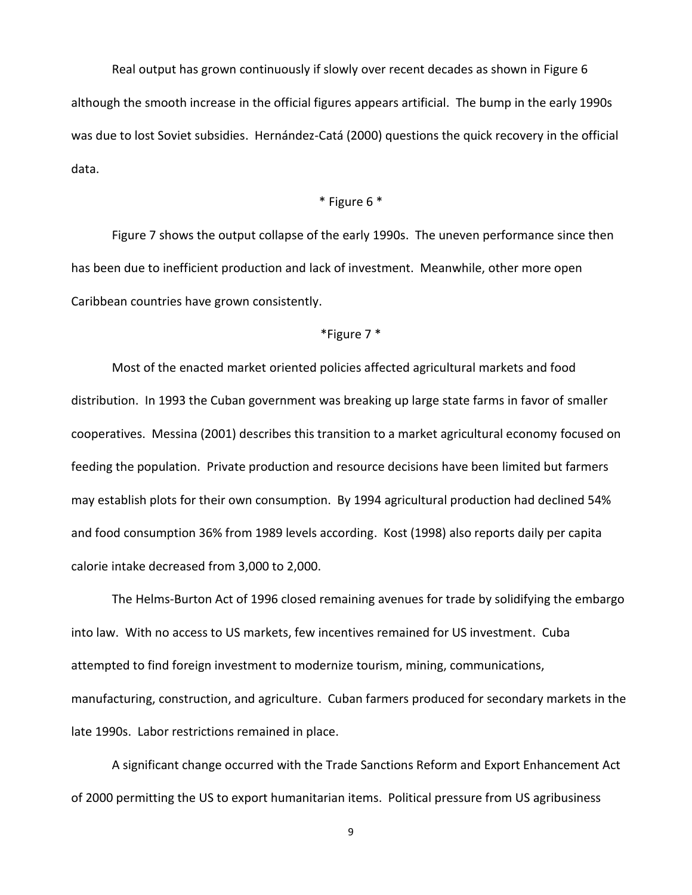Real output has grown continuously if slowly over recent decades as shown in Figure 6 although the smooth increase in the official figures appears artificial. The bump in the early 1990s was due to lost Soviet subsidies. Hernández-Catá (2000) questions the quick recovery in the official data.

* Figure 6 *

Figure 7 shows the output collapse of the early 1990s. The uneven performance since then has been due to inefficient production and lack of investment. Meanwhile, other more open Caribbean countries have grown consistently.

*Figure 7 *

Most of the enacted market oriented policies affected agricultural markets and food distribution. In 1993 the Cuban government was breaking up large state farms in favor of smaller cooperatives. Messina (2001) describes this transition to a market agricultural economy focused on feeding the population. Private production and resource decisions have been limited but farmers may establish plots for their own consumption. By 1994 agricultural production had declined 54% and food consumption 36% from 1989 levels according. Kost (1998) also reports daily per capita calorie intake decreased from 3,000 to 2,000.

The Helms-Burton Act of 1996 closed remaining avenues for trade by solidifying the embargo into law. With no access to US markets, few incentives remained for US investment. Cuba attempted to find foreign investment to modernize tourism, mining, communications, manufacturing, construction, and agriculture. Cuban farmers produced for secondary markets in the late 1990s. Labor restrictions remained in place.

A significant change occurred with the Trade Sanctions Reform and Export Enhancement Act of 2000 permitting the US to export humanitarian items. Political pressure from US agribusiness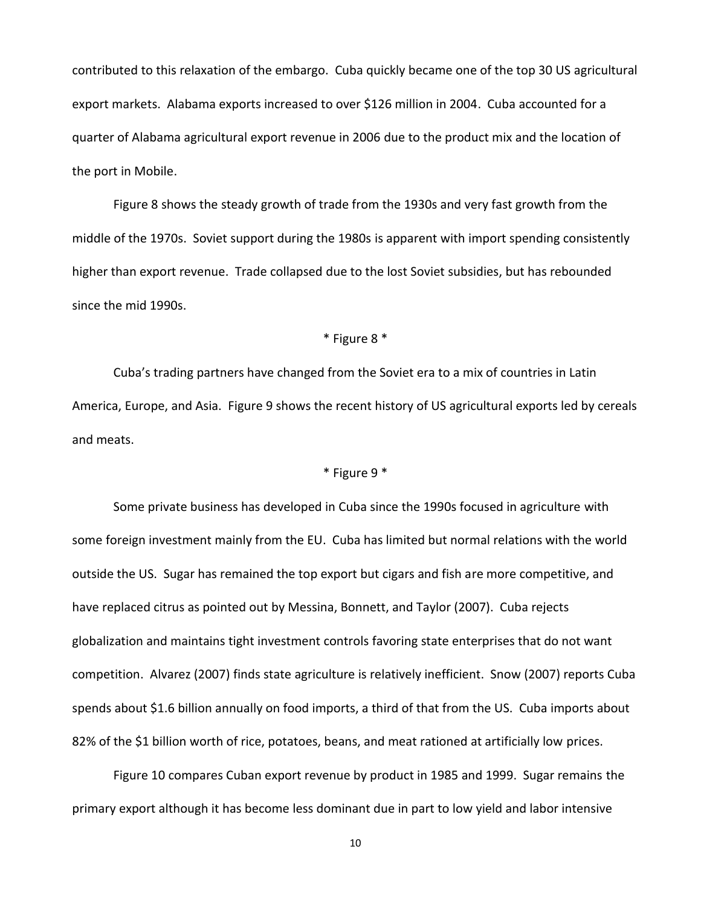contributed to this relaxation of the embargo. Cuba quickly became one of the top 30 US agricultural export markets. Alabama exports increased to over $126 million in 2004. Cuba accounted for a quarter of Alabama agricultural export revenue in 2006 due to the product mix and the location of the port in Mobile.

Figure 8 shows the steady growth of trade from the 1930s and very fast growth from the middle of the 1970s. Soviet support during the 1980s is apparent with import spending consistently higher than export revenue. Trade collapsed due to the lost Soviet subsidies, but has rebounded since the mid 1990s.

\* Figure 8 \*

Cuba's trading partners have changed from the Soviet era to a mix of countries in Latin America, Europe, and Asia. Figure 9 shows the recent history of US agricultural exports led by cereals and meats.

\* Figure 9 \*

Some private business has developed in Cuba since the 1990s focused in agriculture with some foreign investment mainly from the EU. Cuba has limited but normal relations with the world outside the US. Sugar has remained the top export but cigars and fish are more competitive, and have replaced citrus as pointed out by Messina, Bonnett, and Taylor (2007). Cuba rejects globalization and maintains tight investment controls favoring state enterprises that do not want competition. Alvarez (2007) finds state agriculture is relatively inefficient. Snow (2007) reports Cuba spends about $1.6 billion annually on food imports, a third of that from the US. Cuba imports about 82% of the $1 billion worth of rice, potatoes, beans, and meat rationed at artificially low prices.

Figure 10 compares Cuban export revenue by product in 1985 and 1999. Sugar remains the primary export although it has become less dominant due in part to low yield and labor intensive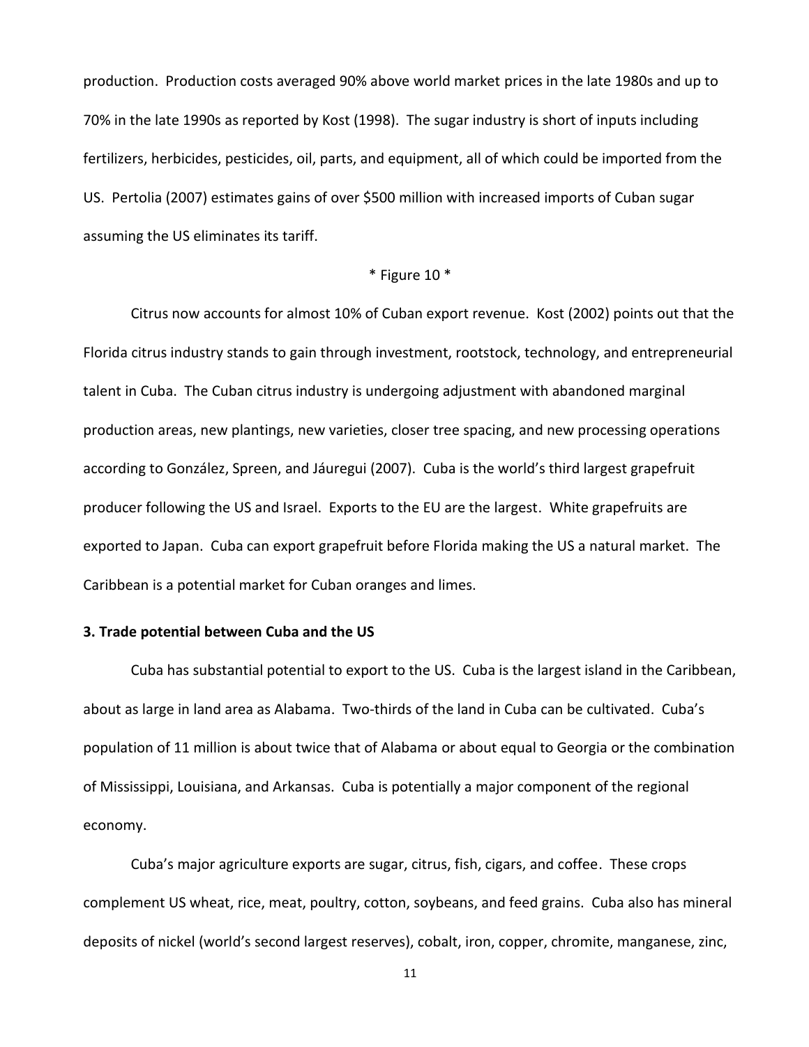production. Production costs averaged 90% above world market prices in the late 1980s and up to 70% in the late 1990s as reported by Kost (1998). The sugar industry is short of inputs including fertilizers, herbicides, pesticides, oil, parts, and equipment, all of which could be imported from the US. Pertolia (2007) estimates gains of over $500 million with increased imports of Cuban sugar assuming the US eliminates its tariff.

\* Figure 10 \*

Citrus now accounts for almost 10% of Cuban export revenue. Kost (2002) points out that the Florida citrus industry stands to gain through investment, rootstock, technology, and entrepreneurial talent in Cuba. The Cuban citrus industry is undergoing adjustment with abandoned marginal production areas, new plantings, new varieties, closer tree spacing, and new processing operations according to González, Spreen, and Jáuregui (2007). Cuba is the world's third largest grapefruit producer following the US and Israel. Exports to the EU are the largest. White grapefruits are exported to Japan. Cuba can export grapefruit before Florida making the US a natural market. The Caribbean is a potential market for Cuban oranges and limes.

## 3. Trade potential between Cuba and the US

Cuba has substantial potential to export to the US. Cuba is the largest island in the Caribbean, about as large in land area as Alabama. Two-thirds of the land in Cuba can be cultivated. Cuba's population of 11 million is about twice that of Alabama or about equal to Georgia or the combination of Mississippi, Louisiana, and Arkansas. Cuba is potentially a major component of the regional economy.

Cuba's major agriculture exports are sugar, citrus, fish, cigars, and coffee. These crops complement US wheat, rice, meat, poultry, cotton, soybeans, and feed grains. Cuba also has mineral deposits of nickel (world's second largest reserves), cobalt, iron, copper, chromite, manganese, zinc,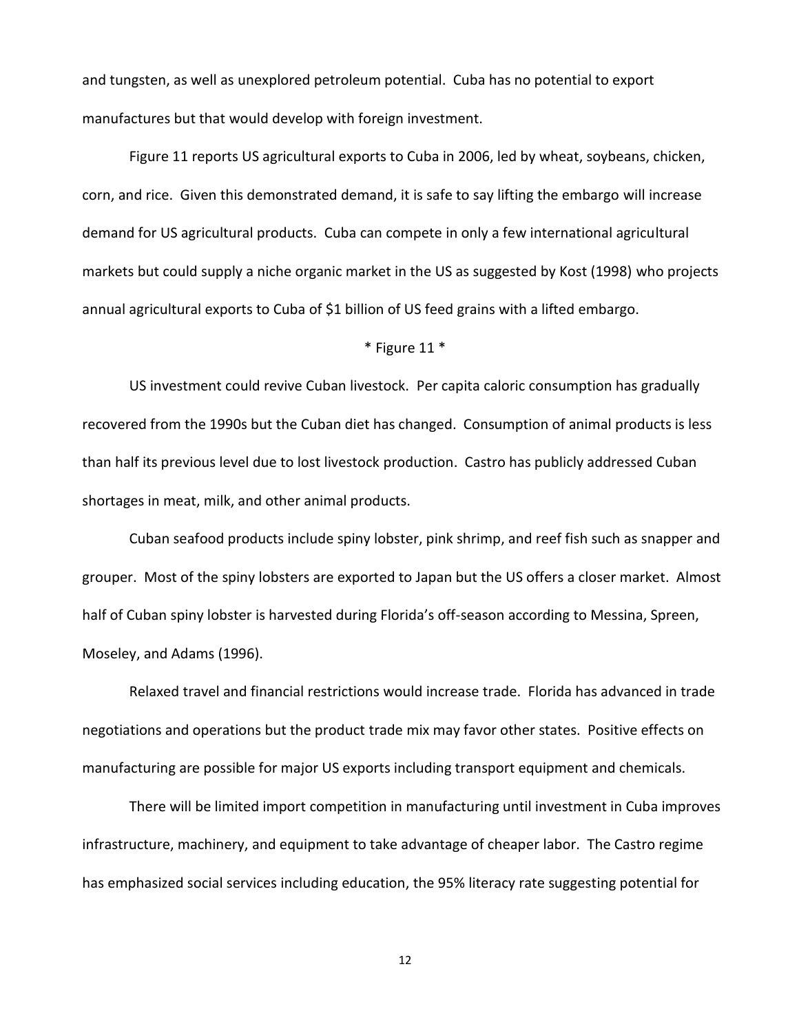and tungsten, as well as unexplored petroleum potential. Cuba has no potential to export manufactures but that would develop with foreign investment.

Figure 11 reports US agricultural exports to Cuba in 2006, led by wheat, soybeans, chicken, corn, and rice. Given this demonstrated demand, it is safe to say lifting the embargo will increase demand for US agricultural products. Cuba can compete in only a few international agricultural markets but could supply a niche organic market in the US as suggested by Kost (1998) who projects annual agricultural exports to Cuba of $1 billion of US feed grains with a lifted embargo.

\* Figure 11 \*

US investment could revive Cuban livestock. Per capita caloric consumption has gradually recovered from the 1990s but the Cuban diet has changed. Consumption of animal products is less than half its previous level due to lost livestock production. Castro has publicly addressed Cuban shortages in meat, milk, and other animal products.

Cuban seafood products include spiny lobster, pink shrimp, and reef fish such as snapper and grouper. Most of the spiny lobsters are exported to Japan but the US offers a closer market. Almost half of Cuban spiny lobster is harvested during Florida's off-season according to Messina, Spreen, Moseley, and Adams (1996).

Relaxed travel and financial restrictions would increase trade. Florida has advanced in trade negotiations and operations but the product trade mix may favor other states. Positive effects on manufacturing are possible for major US exports including transport equipment and chemicals.

There will be limited import competition in manufacturing until investment in Cuba improves infrastructure, machinery, and equipment to take advantage of cheaper labor. The Castro regime has emphasized social services including education, the 95% literacy rate suggesting potential for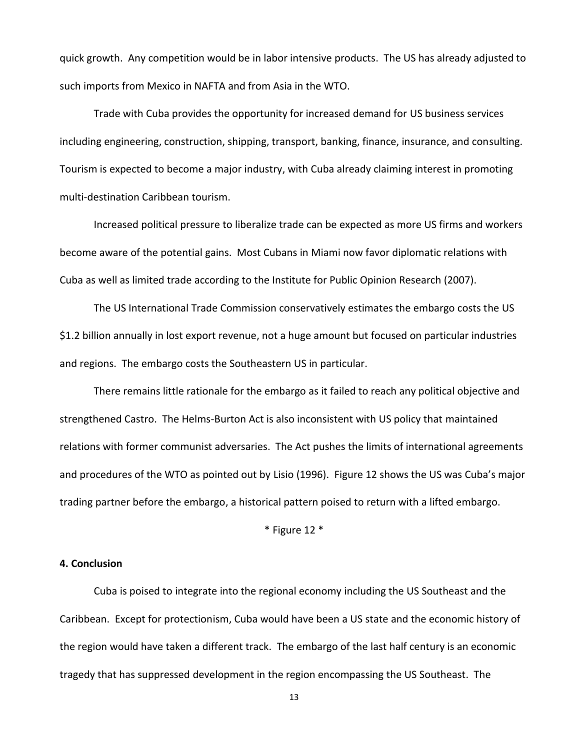quick growth. Any competition would be in labor intensive products. The US has already adjusted to such imports from Mexico in NAFTA and from Asia in the WTO.

Trade with Cuba provides the opportunity for increased demand for US business services including engineering, construction, shipping, transport, banking, finance, insurance, and consulting. Tourism is expected to become a major industry, with Cuba already claiming interest in promoting multi-destination Caribbean tourism.

Increased political pressure to liberalize trade can be expected as more US firms and workers become aware of the potential gains. Most Cubans in Miami now favor diplomatic relations with Cuba as well as limited trade according to the Institute for Public Opinion Research (2007).

The US International Trade Commission conservatively estimates the embargo costs the US $1.2 billion annually in lost export revenue, not a huge amount but focused on particular industries and regions. The embargo costs the Southeastern US in particular.

There remains little rationale for the embargo as it failed to reach any political objective and strengthened Castro. The Helms-Burton Act is also inconsistent with US policy that maintained relations with former communist adversaries. The Act pushes the limits of international agreements and procedures of the WTO as pointed out by Lisio (1996). Figure 12 shows the US was Cuba's major trading partner before the embargo, a historical pattern poised to return with a lifted embargo.

* Figure 12 *

## 4. Conclusion

Cuba is poised to integrate into the regional economy including the US Southeast and the Caribbean. Except for protectionism, Cuba would have been a US state and the economic history of the region would have taken a different track. The embargo of the last half century is an economic tragedy that has suppressed development in the region encompassing the US Southeast. The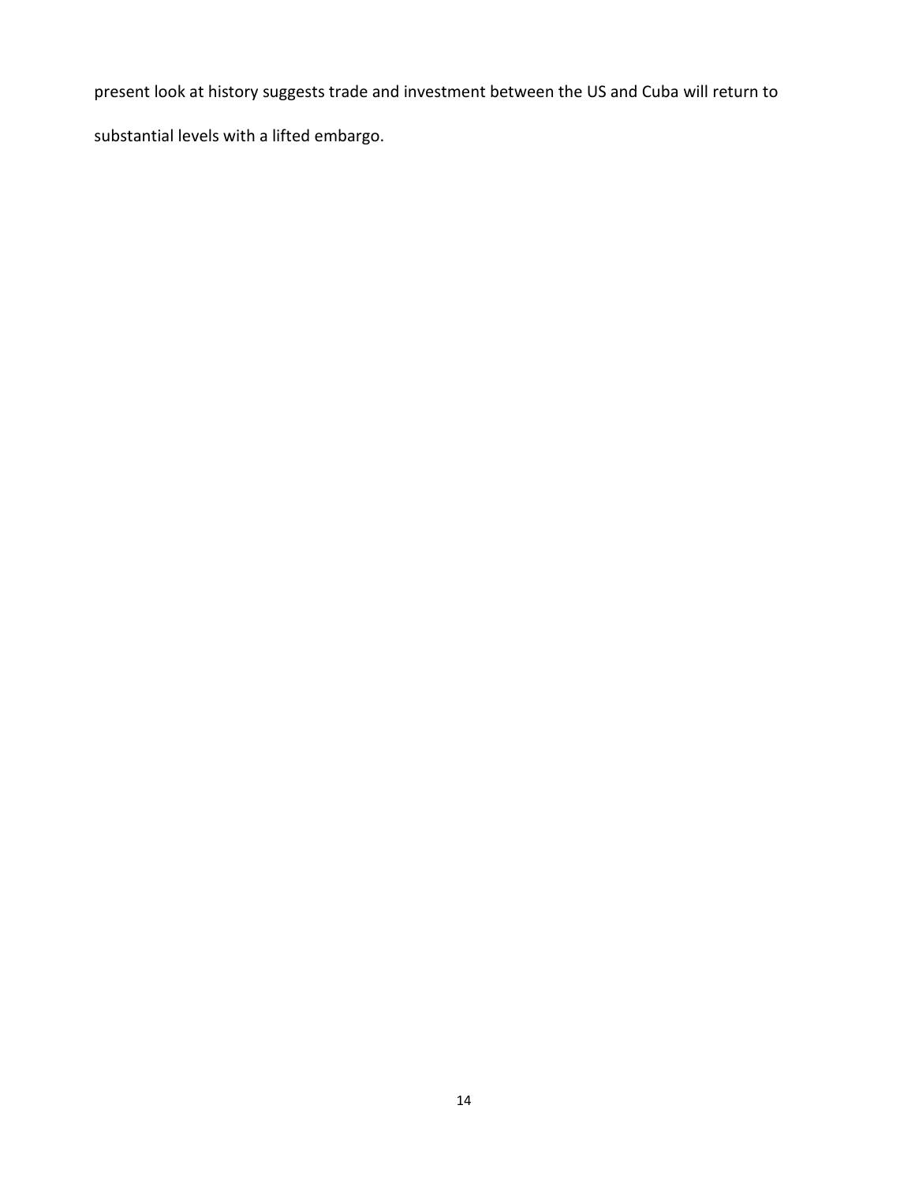present look at history suggests trade and investment between the US and Cuba will return to substantial levels with a lifted embargo.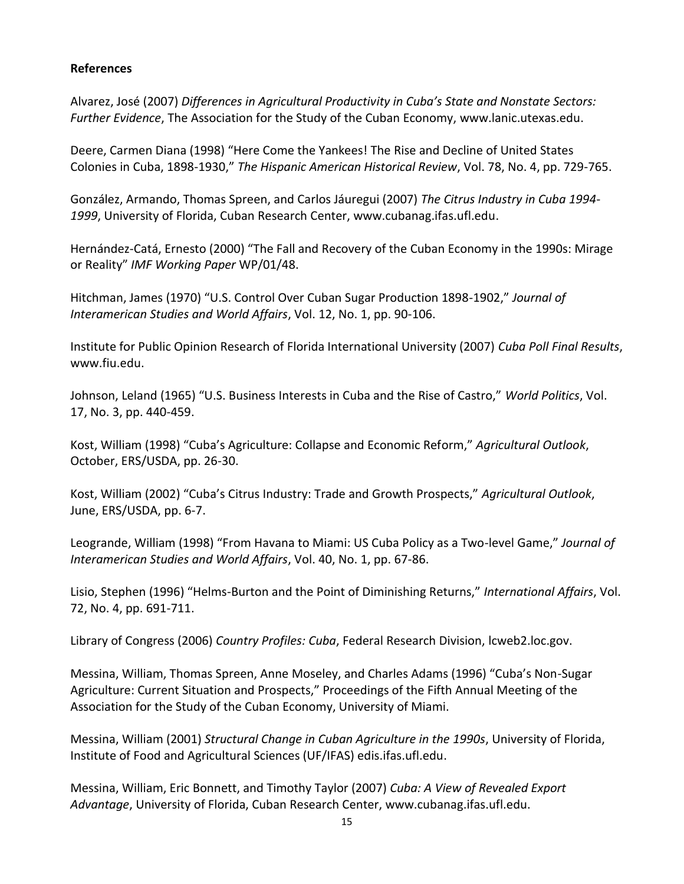**References**

Alvarez, José (2007) *Differences in Agricultural Productivity in Cuba's State and Nonstate Sectors: Further Evidence*, The Association for the Study of the Cuban Economy, www.lanic.utexas.edu.

Deere, Carmen Diana (1998) "Here Come the Yankees! The Rise and Decline of United States Colonies in Cuba, 1898-1930," *The Hispanic American Historical Review*, Vol. 78, No. 4, pp. 729-765.

González, Armando, Thomas Spreen, and Carlos Jáuregui (2007) *The Citrus Industry in Cuba 1994-1999*, University of Florida, Cuban Research Center, www.cubanag.ifas.ufl.edu.

Hernández-Catá, Ernesto (2000) "The Fall and Recovery of the Cuban Economy in the 1990s: Mirage or Reality" *IMF Working Paper* WP/01/48.

Hitchman, James (1970) "U.S. Control Over Cuban Sugar Production 1898-1902," *Journal of Interamerican Studies and World Affairs*, Vol. 12, No. 1, pp. 90-106.

Institute for Public Opinion Research of Florida International University (2007) *Cuba Poll Final Results*, www.fiu.edu.

Johnson, Leland (1965) "U.S. Business Interests in Cuba and the Rise of Castro," *World Politics*, Vol. 17, No. 3, pp. 440-459.

Kost, William (1998) "Cuba's Agriculture: Collapse and Economic Reform," *Agricultural Outlook*, October, ERS/USDA, pp. 26-30.

Kost, William (2002) "Cuba's Citrus Industry: Trade and Growth Prospects," *Agricultural Outlook*, June, ERS/USDA, pp. 6-7.

Leogrande, William (1998) "From Havana to Miami: US Cuba Policy as a Two-level Game," *Journal of Interamerican Studies and World Affairs*, Vol. 40, No. 1, pp. 67-86.

Lisio, Stephen (1996) "Helms-Burton and the Point of Diminishing Returns," *International Affairs*, Vol. 72, No. 4, pp. 691-711.

Library of Congress (2006) *Country Profiles: Cuba*, Federal Research Division, lcweb2.loc.gov.

Messina, William, Thomas Spreen, Anne Moseley, and Charles Adams (1996) "Cuba's Non-Sugar Agriculture: Current Situation and Prospects," Proceedings of the Fifth Annual Meeting of the Association for the Study of the Cuban Economy, University of Miami.

Messina, William (2001) *Structural Change in Cuban Agriculture in the 1990s*, University of Florida, Institute of Food and Agricultural Sciences (UF/IFAS) edis.ifas.ufl.edu.

Messina, William, Eric Bonnett, and Timothy Taylor (2007) *Cuba: A View of Revealed Export Advantage*, University of Florida, Cuban Research Center, www.cubanag.ifas.ufl.edu.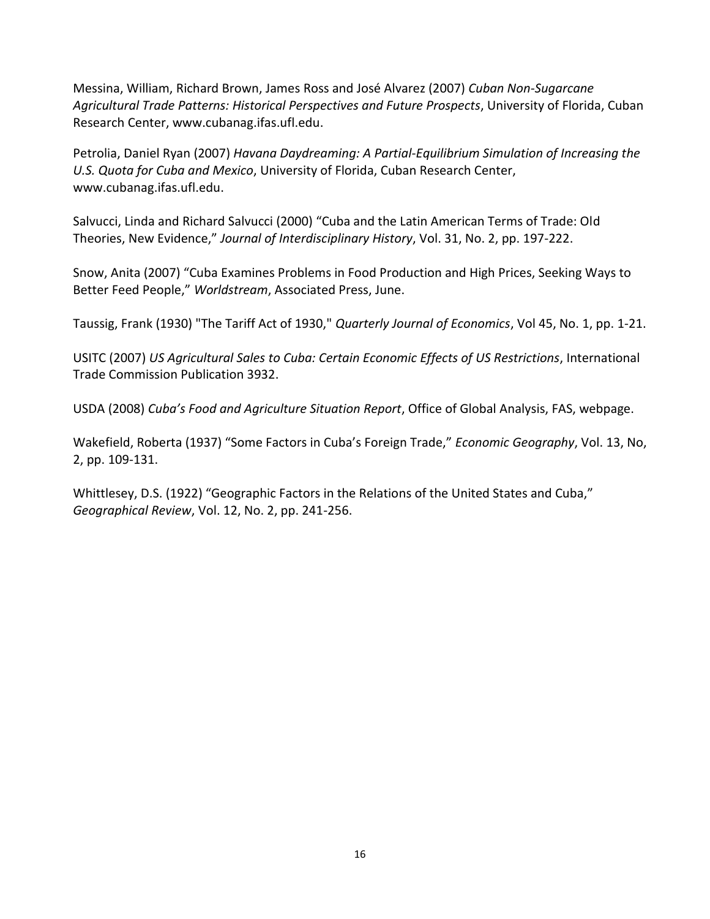Messina, William, Richard Brown, James Ross and José Alvarez (2007) *Cuban Non-Sugarcane Agricultural Trade Patterns: Historical Perspectives and Future Prospects*, University of Florida, Cuban Research Center, www.cubanag.ifas.ufl.edu.

Petrolia, Daniel Ryan (2007) *Havana Daydreaming: A Partial-Equilibrium Simulation of Increasing the U.S. Quota for Cuba and Mexico*, University of Florida, Cuban Research Center, www.cubanag.ifas.ufl.edu.

Salvucci, Linda and Richard Salvucci (2000) "Cuba and the Latin American Terms of Trade: Old Theories, New Evidence," *Journal of Interdisciplinary History*, Vol. 31, No. 2, pp. 197-222.

Snow, Anita (2007) "Cuba Examines Problems in Food Production and High Prices, Seeking Ways to Better Feed People," *Worldstream*, Associated Press, June.

Taussig, Frank (1930) "The Tariff Act of 1930," *Quarterly Journal of Economics*, Vol 45, No. 1, pp. 1-21.

USITC (2007) *US Agricultural Sales to Cuba: Certain Economic Effects of US Restrictions*, International Trade Commission Publication 3932.

USDA (2008) *Cuba's Food and Agriculture Situation Report*, Office of Global Analysis, FAS, webpage.

Wakefield, Roberta (1937) "Some Factors in Cuba's Foreign Trade," *Economic Geography*, Vol. 13, No, 2, pp. 109-131.

Whittlesey, D.S. (1922) "Geographic Factors in the Relations of the United States and Cuba," *Geographical Review*, Vol. 12, No. 2, pp. 241-256.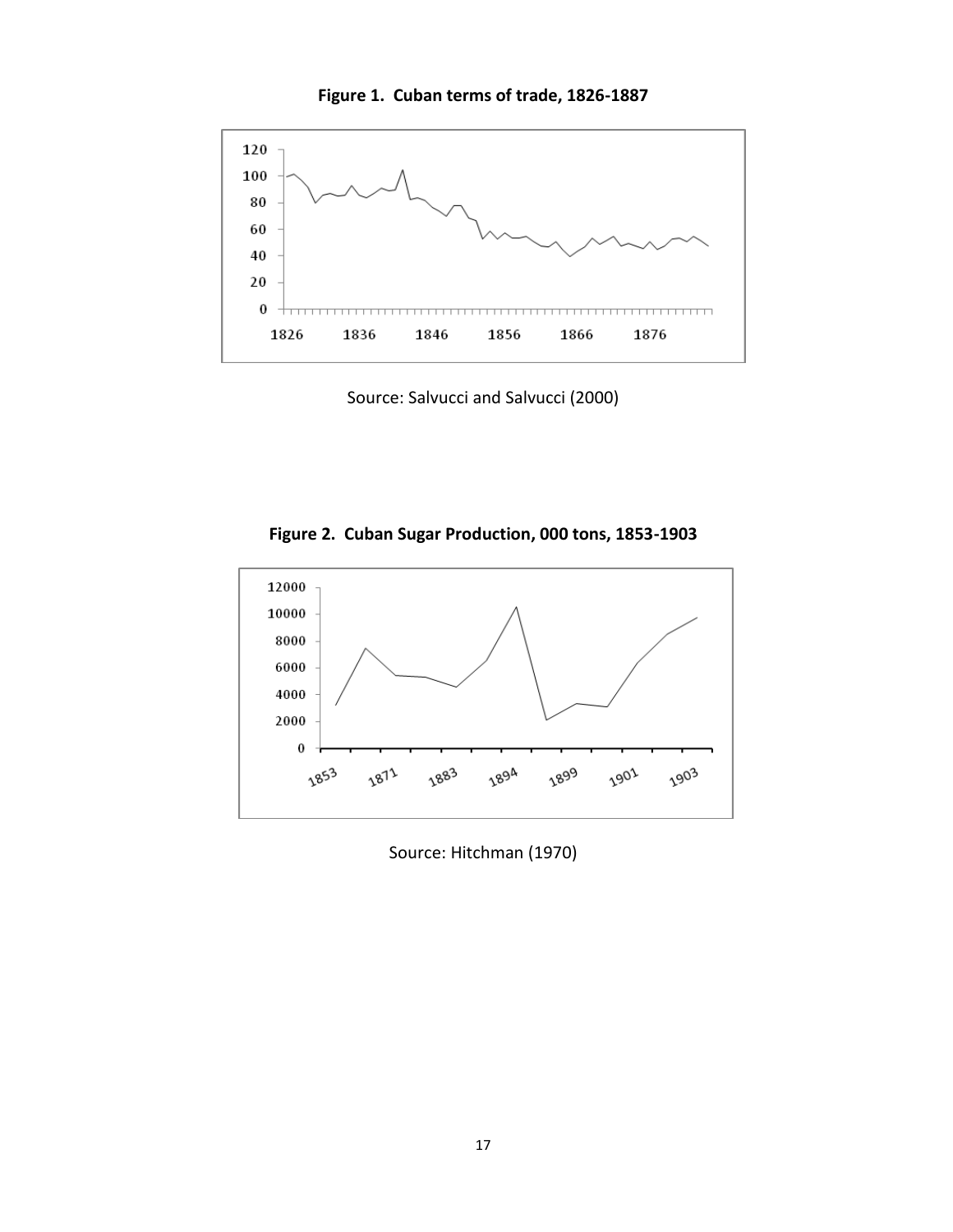**Figure 1. Cuban terms of trade, 1826-1887**

Source: Salvucci and Salvucci (2000)

**Figure 2. Cuban Sugar Production, 000 tons, 1853-1903**

Source: Hitchman (1970)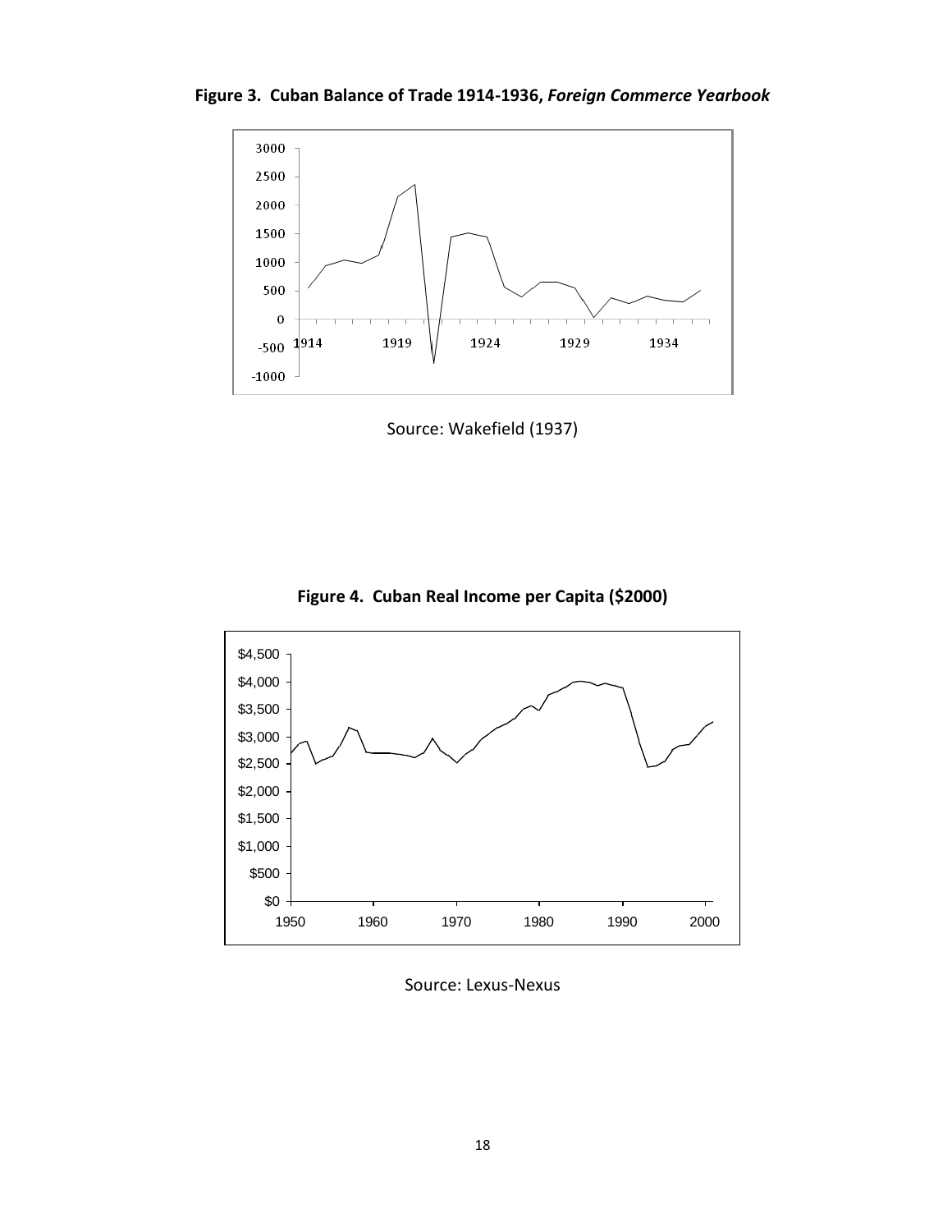**Figure 3. Cuban Balance of Trade 1914-1936, *Foreign Commerce Yearbook***

Source: Wakefield (1937)

**Figure 4. Cuban Real Income per Capita ($2000)**

Source: Lexus-Nexus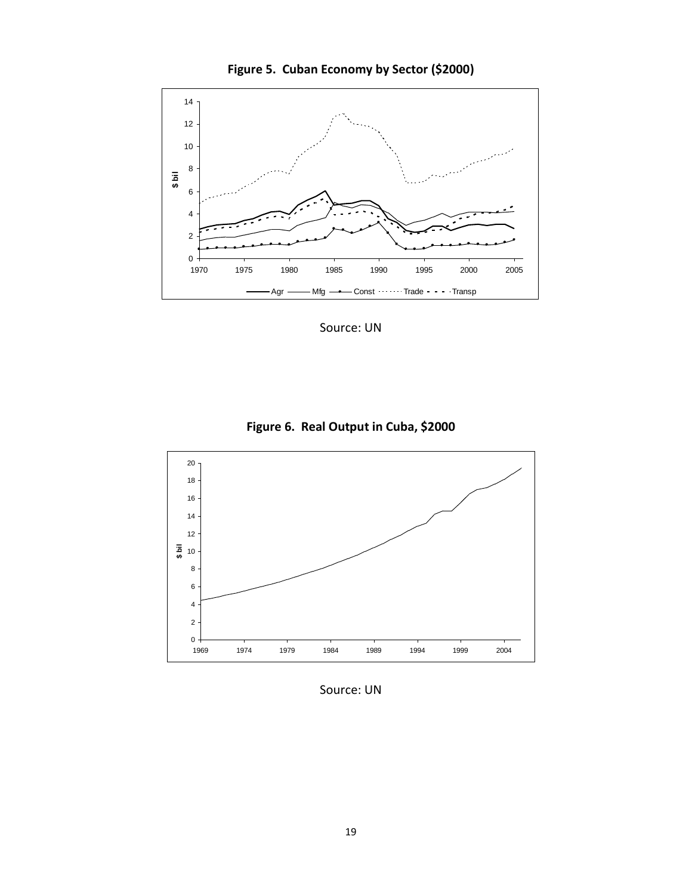**Figure 5. Cuban Economy by Sector ($2000)**

Source: UN

**Figure 6. Real Output in Cuba, $2000**

Source: UN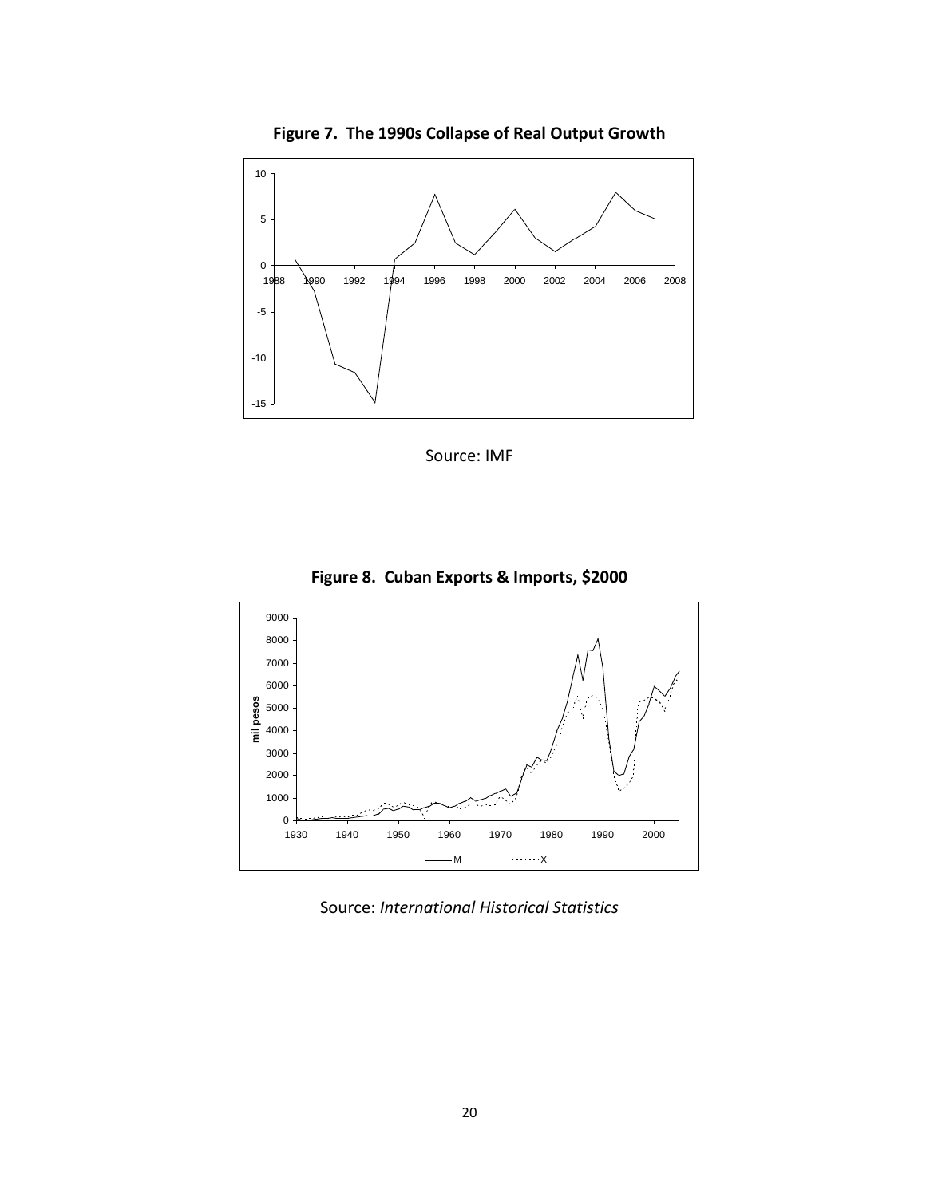**Figure 7. The 1990s Collapse of Real Output Growth**

Source: IMF

**Figure 8. Cuban Exports & Imports, $2000**

Source: *International Historical Statistics*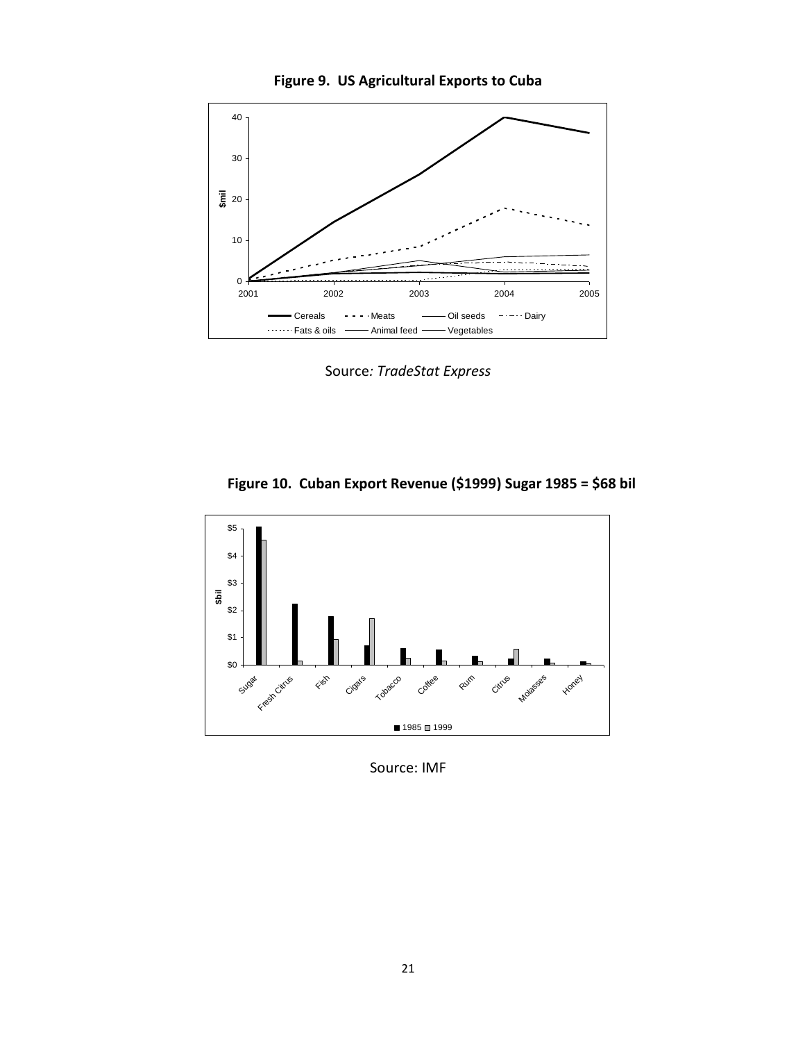**Figure 9. US Agricultural Exports to Cuba**

Source*: TradeStat Express*

**Figure 10. Cuban Export Revenue ($1999) Sugar 1985 = $68 bil**

Source: IMF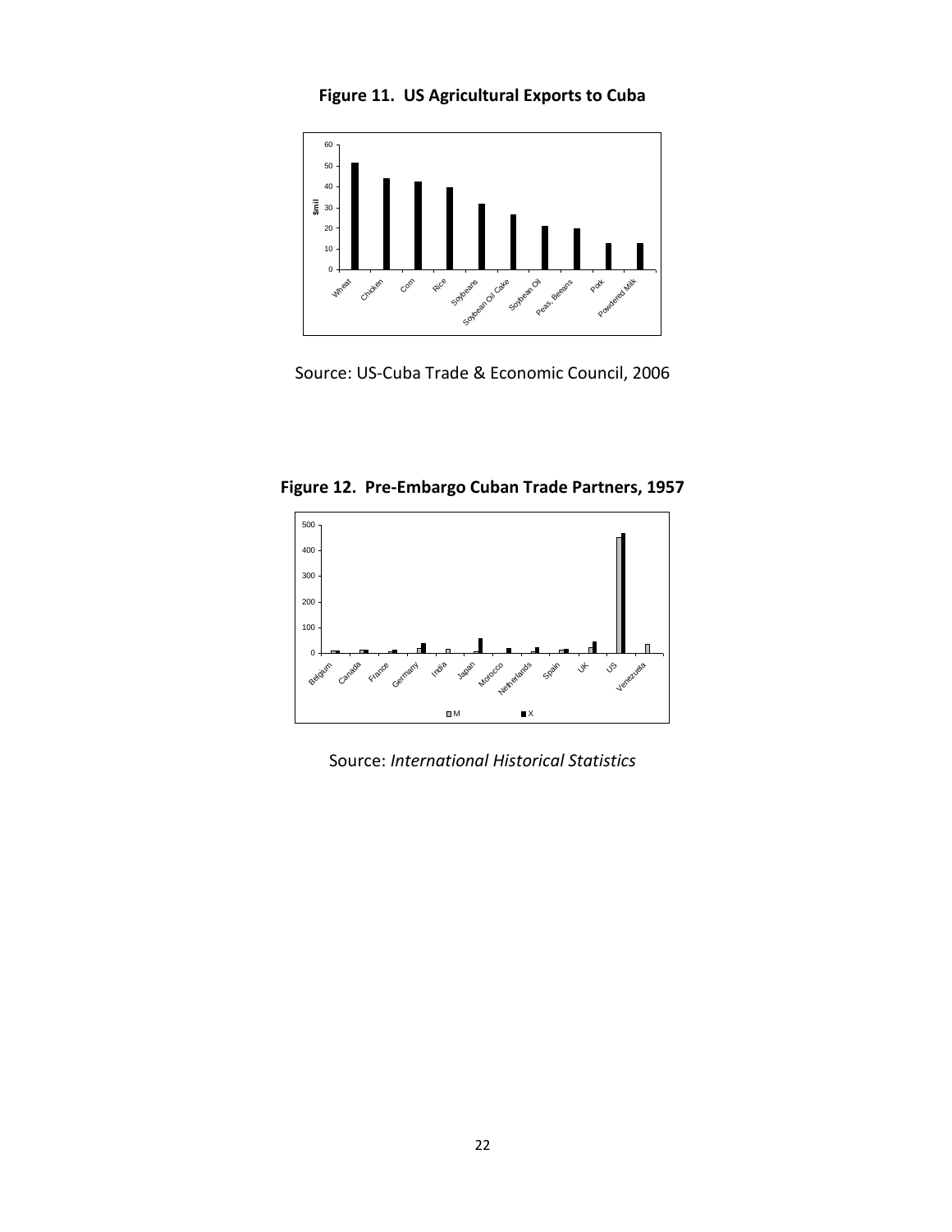**Figure 11. US Agricultural Exports to Cuba**

$mil

60
50
40
30
20
10
0

Wheat
Chicken
Corn
Rice
Soybeans
Soybean Oil Cake
Soybean Oil
Peas, Beans
Pork
Powdered Milk

Source: US-Cuba Trade & Economic Council, 2006

**Figure 12. Pre-Embargo Cuban Trade Partners, 1957**

500
400
300
200
100
0

Belgium
Canada
France
Germany
India
Japan
Morocco
Netherlands
Spain
UK
US
Venezuela

M
X

Source: *International Historical Statistics*